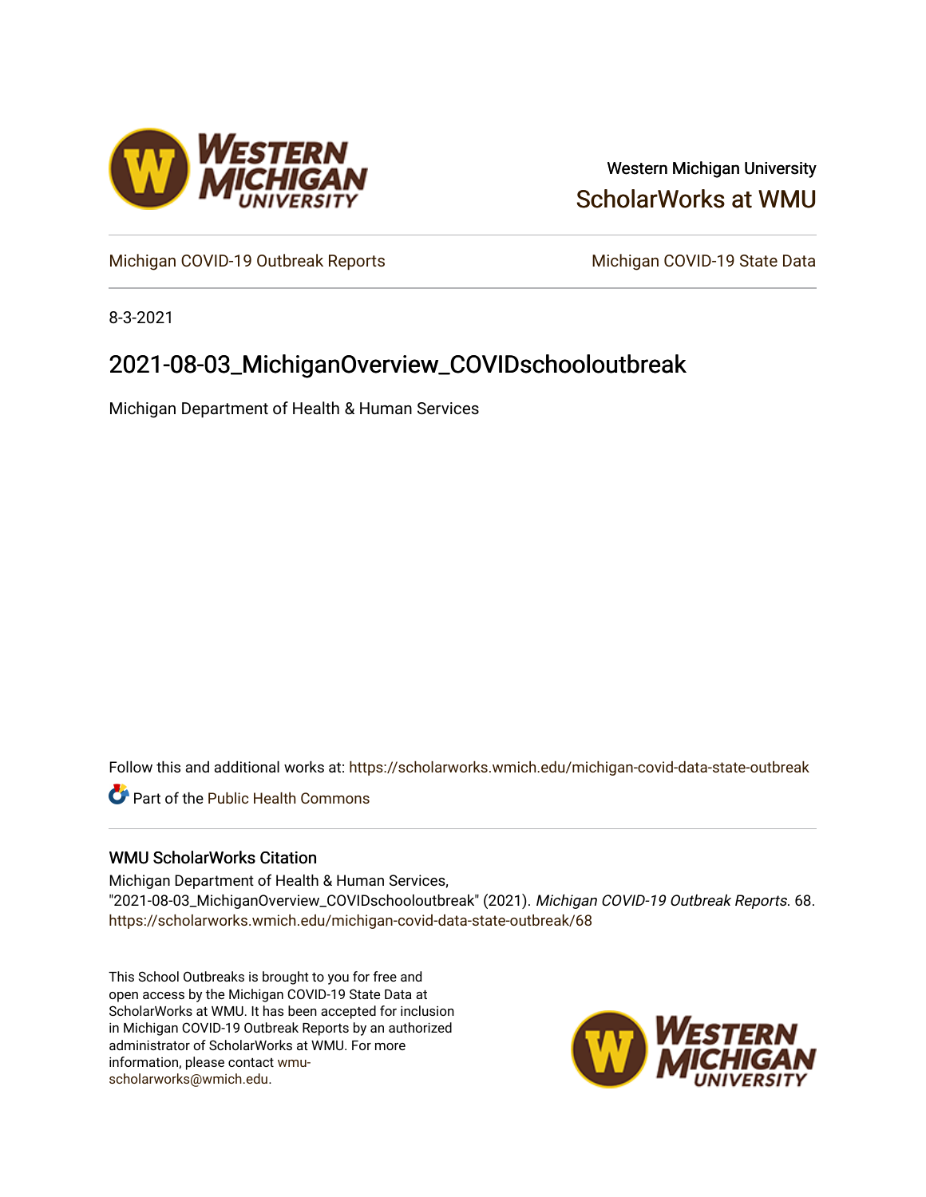Western Michigan University

ScholarWorks at WMU

Michigan COVID-19 Outbreak Reports

Michigan COVID-19 State Data

8-3-2021

# 2021-08-03_MichiganOverview_COVIDschooloutbreak

Michigan Department of Health & Human Services

Follow this and additional works at: https://scholarworks.wmich.edu/michigan-covid-data-state-outbreak

Part of the Public Health Commons

## WMU ScholarWorks Citation

Michigan Department of Health & Human Services, "2021-08-03_MichiganOverview_COVIDschooloutbreak" (2021). *Michigan COVID-19 Outbreak Reports*. 68.
https://scholarworks.wmich.edu/michigan-covid-data-state-outbreak/68

This School Outbreaks is brought to you for free and open access by the Michigan COVID-19 State Data at ScholarWorks at WMU. It has been accepted for inclusion in Michigan COVID-19 Outbreak Reports by an authorized administrator of ScholarWorks at WMU. For more information, please contact wmu-scholarworks@wmich.edu.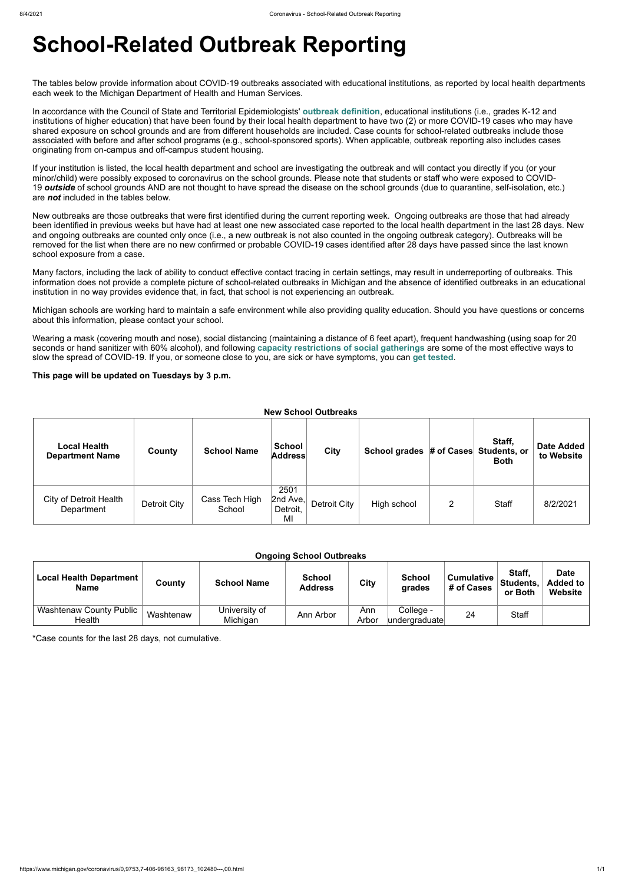# School-Related Outbreak Reporting

The tables below provide information about COVID-19 outbreaks associated with educational institutions, as reported by local health departments each week to the Michigan Department of Health and Human Services.

In accordance with the Council of State and Territorial Epidemiologists' **outbreak definition**, educational institutions (i.e., grades K-12 and institutions of higher education) that have been found by their local health department to have two (2) or more COVID-19 cases who may have shared exposure on school grounds and are from different households are included. Case counts for school-related outbreaks include those associated with before and after school programs (e.g., school-sponsored sports). When applicable, outbreak reporting also includes cases originating from on-campus and off-campus student housing.

If your institution is listed, the local health department and school are investigating the outbreak and will contact you directly if you (or your minor/child) were possibly exposed to coronavirus on the school grounds. Please note that students or staff who were exposed to COVID-19 ***outside*** of school grounds AND are not thought to have spread the disease on the school grounds (due to quarantine, self-isolation, etc.) are ***not*** included in the tables below.

New outbreaks are those outbreaks that were first identified during the current reporting week. Ongoing outbreaks are those that had already been identified in previous weeks but have had at least one new associated case reported to the local health department in the last 28 days. New and ongoing outbreaks are counted only once (i.e., a new outbreak is not also counted in the ongoing outbreak category). Outbreaks will be removed for the list when there are no new confirmed or probable COVID-19 cases identified after 28 days have passed since the last known school exposure from a case.

Many factors, including the lack of ability to conduct effective contact tracing in certain settings, may result in underreporting of outbreaks. This information does not provide a complete picture of school-related outbreaks in Michigan and the absence of identified outbreaks in an educational institution in no way provides evidence that, in fact, that school is not experiencing an outbreak.

Michigan schools are working hard to maintain a safe environment while also providing quality education. Should you have questions or concerns about this information, please contact your school.

Wearing a mask (covering mouth and nose), social distancing (maintaining a distance of 6 feet apart), frequent handwashing (using soap for 20 seconds or hand sanitizer with 60% alcohol), and following **capacity restrictions of social gatherings** are some of the most effective ways to slow the spread of COVID-19. If you, or someone close to you, are sick or have symptoms, you can **get tested**.

**This page will be updated on Tuesdays by 3 p.m.**

**New School Outbreaks**

| Local Health Department Name | County | School Name | School Address | City | School grades | # of Cases | Staff, Students, or Both | Date Added to Website |
|---|---|---|---|---|---|---|---|---|
| City of Detroit Health Department | Detroit City | Cass Tech High School | 2501 2nd Ave, Detroit, MI | Detroit City | High school | 2 | Staff | 8/2/2021 |

**Ongoing School Outbreaks**

| Local Health Department Name | County | School Name | School Address | City | School grades | Cumulative # of Cases | Staff, Students, or Both | Date Added to Website |
|---|---|---|---|---|---|---|---|---|
| Washtenaw County Public Health | Washtenaw | University of Michigan | Ann Arbor | Ann Arbor | College - undergraduate | 24 | Staff | |

*Case counts for the last 28 days, not cumulative.